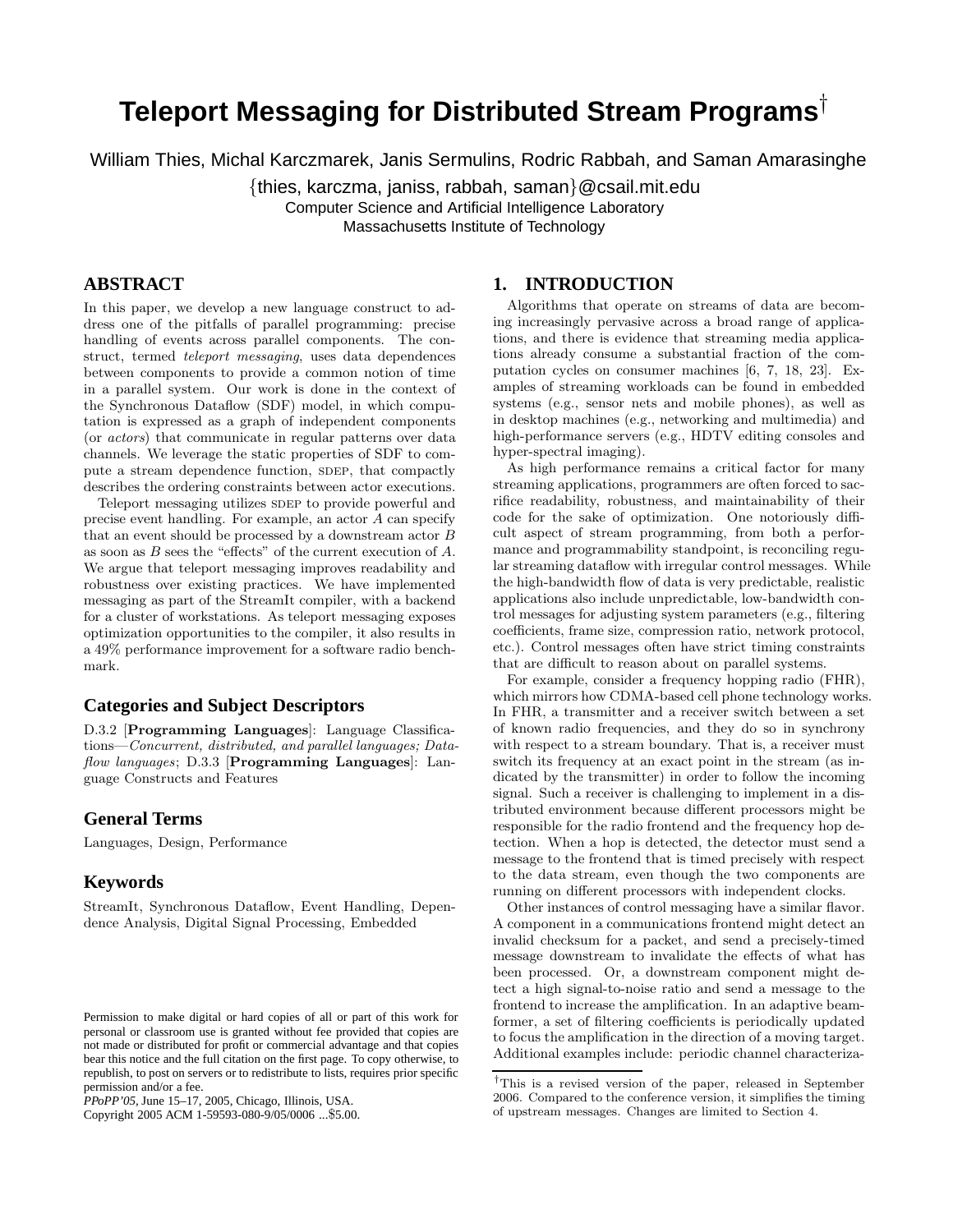# Teleport Messaging for Distributed Stream Programs[†]

William Thies, Michal Karczmarek, Janis Sermulins, Rodric Rabbah, and Saman Amarasinghe

{thies, karczma, janiss, rabbah, saman}@csail.mit.edu

Computer Science and Artificial Intelligence Laboratory
Massachusetts Institute of Technology

## ABSTRACT

In this paper, we develop a new language construct to address one of the pitfalls of parallel programming: precise handling of events across parallel components. The construct, termed *teleport messaging*, uses data dependences between components to provide a common notion of time in a parallel system. Our work is done in the context of the Synchronous Dataflow (SDF) model, in which computation is expressed as a graph of independent components (or *actors*) that communicate in regular patterns over data channels. We leverage the static properties of SDF to compute a stream dependence function, SDEP, that compactly describes the ordering constraints between actor executions.

Teleport messaging utilizes SDEP to provide powerful and precise event handling. For example, an actor $A$ can specify that an event should be processed by a downstream actor $B$ as soon as $B$ sees the "effects" of the current execution of $A$. We argue that teleport messaging improves readability and robustness over existing practices. We have implemented messaging as part of the StreamIt compiler, with a backend for a cluster of workstations. As teleport messaging exposes optimization opportunities to the compiler, it also results in a 49% performance improvement for a software radio benchmark.

### Categories and Subject Descriptors

D.3.2 [**Programming Languages**]: Language Classifications—*Concurrent, distributed, and parallel languages; Dataflow languages*; D.3.3 [**Programming Languages**]: Language Constructs and Features

### General Terms

Languages, Design, Performance

### Keywords

StreamIt, Synchronous Dataflow, Event Handling, Dependence Analysis, Digital Signal Processing, Embedded

Permission to make digital or hard copies of all or part of this work for personal or classroom use is granted without fee provided that copies are not made or distributed for profit or commercial advantage and that copies bear this notice and the full citation on the first page. To copy otherwise, to republish, to post on servers or to redistribute to lists, requires prior specific permission and/or a fee.
*PPoPP'05*, June 15–17, 2005, Chicago, Illinois, USA.
Copyright 2005 ACM 1-59593-080-9/05/0006 ...$5.00.

## 1. INTRODUCTION

Algorithms that operate on streams of data are becoming increasingly pervasive across a broad range of applications, and there is evidence that streaming media applications already consume a substantial fraction of the computation cycles on consumer machines [6, 7, 18, 23]. Examples of streaming workloads can be found in embedded systems (e.g., sensor nets and mobile phones), as well as in desktop machines (e.g., networking and multimedia) and high-performance servers (e.g., HDTV editing consoles and hyper-spectral imaging).

As high performance remains a critical factor for many streaming applications, programmers are often forced to sacrifice readability, robustness, and maintainability of their code for the sake of optimization. One notoriously difficult aspect of stream programming, from both a performance and programmability standpoint, is reconciling regular streaming dataflow with irregular control messages. While the high-bandwidth flow of data is very predictable, realistic applications also include unpredictable, low-bandwidth control messages for adjusting system parameters (e.g., filtering coefficients, frame size, compression ratio, network protocol, etc.). Control messages often have strict timing constraints that are difficult to reason about on parallel systems.

For example, consider a frequency hopping radio (FHR), which mirrors how CDMA-based cell phone technology works. In FHR, a transmitter and a receiver switch between a set of known radio frequencies, and they do so in synchrony with respect to a stream boundary. That is, a receiver must switch its frequency at an exact point in the stream (as indicated by the transmitter) in order to follow the incoming signal. Such a receiver is challenging to implement in a distributed environment because different processors might be responsible for the radio frontend and the frequency hop detection. When a hop is detected, the detector must send a message to the frontend that is timed precisely with respect to the data stream, even though the two components are running on different processors with independent clocks.

Other instances of control messaging have a similar flavor. A component in a communications frontend might detect an invalid checksum for a packet, and send a precisely-timed message downstream to invalidate the effects of what has been processed. Or, a downstream component might detect a high signal-to-noise ratio and send a message to the frontend to increase the amplification. In an adaptive beamformer, a set of filtering coefficients is periodically updated to focus the amplification in the direction of a moving target. Additional examples include: periodic channel characteriza-

[†]This is a revised version of the paper, released in September 2006. Compared to the conference version, it simplifies the timing of upstream messages. Changes are limited to Section 4.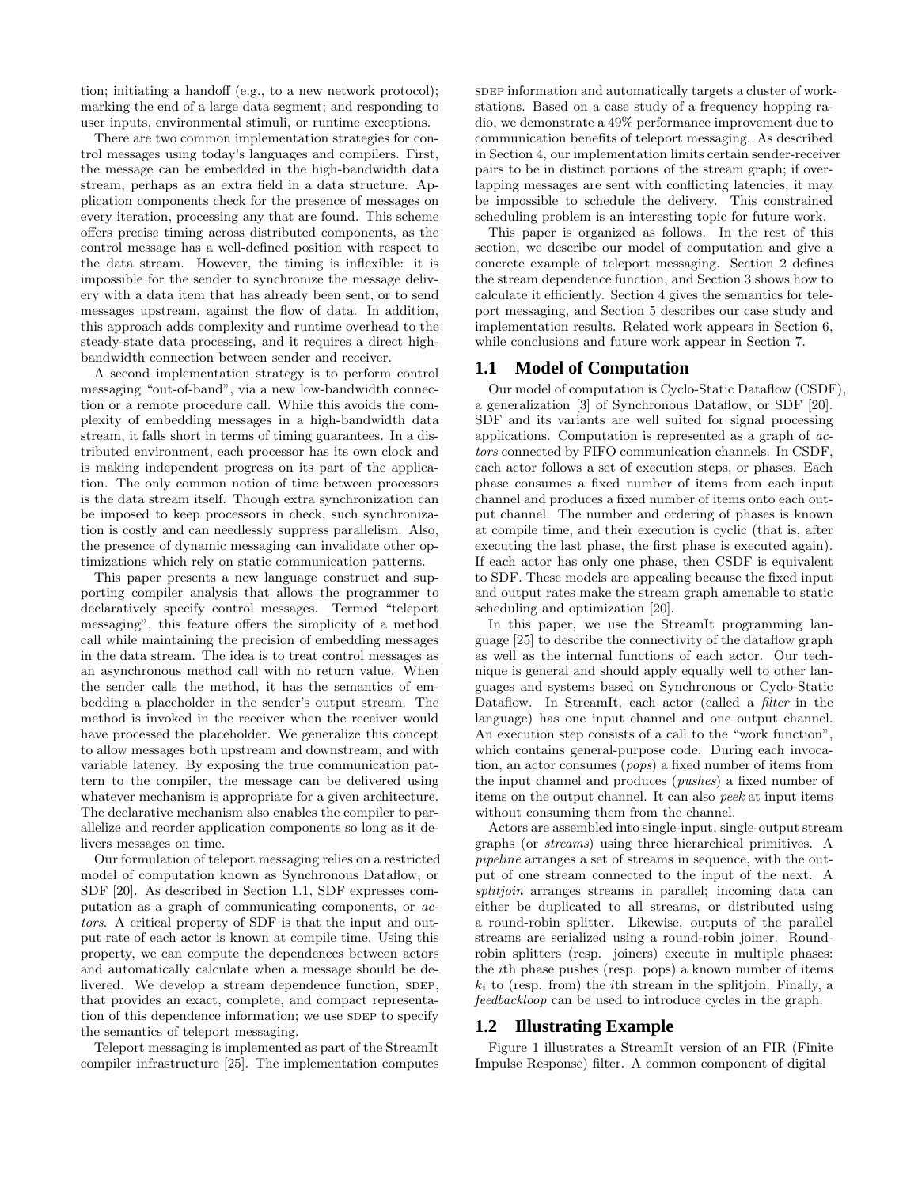tion; initiating a handoff (e.g., to a new network protocol); marking the end of a large data segment; and responding to user inputs, environmental stimuli, or runtime exceptions.

There are two common implementation strategies for control messages using today's languages and compilers. First, the message can be embedded in the high-bandwidth data stream, perhaps as an extra field in a data structure. Application components check for the presence of messages on every iteration, processing any that are found. This scheme offers precise timing across distributed components, as the control message has a well-defined position with respect to the data stream. However, the timing is inflexible: it is impossible for the sender to synchronize the message delivery with a data item that has already been sent, or to send messages upstream, against the flow of data. In addition, this approach adds complexity and runtime overhead to the steady-state data processing, and it requires a direct high-bandwidth connection between sender and receiver.

A second implementation strategy is to perform control messaging "out-of-band", via a new low-bandwidth connection or a remote procedure call. While this avoids the complexity of embedding messages in a high-bandwidth data stream, it falls short in terms of timing guarantees. In a distributed environment, each processor has its own clock and is making independent progress on its part of the application. The only common notion of time between processors is the data stream itself. Though extra synchronization can be imposed to keep processors in check, such synchronization is costly and can needlessly suppress parallelism. Also, the presence of dynamic messaging can invalidate other optimizations which rely on static communication patterns.

This paper presents a new language construct and supporting compiler analysis that allows the programmer to declaratively specify control messages. Termed "teleport messaging", this feature offers the simplicity of a method call while maintaining the precision of embedding messages in the data stream. The idea is to treat control messages as an asynchronous method call with no return value. When the sender calls the method, it has the semantics of embedding a placeholder in the sender's output stream. The method is invoked in the receiver when the receiver would have processed the placeholder. We generalize this concept to allow messages both upstream and downstream, and with variable latency. By exposing the true communication pattern to the compiler, the message can be delivered using whatever mechanism is appropriate for a given architecture. The declarative mechanism also enables the compiler to parallelize and reorder application components so long as it delivers messages on time.

Our formulation of teleport messaging relies on a restricted model of computation known as Synchronous Dataflow, or SDF [20]. As described in Section 1.1, SDF expresses computation as a graph of communicating components, or *actors*. A critical property of SDF is that the input and output rate of each actor is known at compile time. Using this property, we can compute the dependences between actors and automatically calculate when a message should be delivered. We develop a stream dependence function, SDEP, that provides an exact, complete, and compact representation of this dependence information; we use SDEP to specify the semantics of teleport messaging.

Teleport messaging is implemented as part of the StreamIt compiler infrastructure [25]. The implementation computes SDEP information and automatically targets a cluster of workstations. Based on a case study of a frequency hopping radio, we demonstrate a 49% performance improvement due to communication benefits of teleport messaging. As described in Section 4, our implementation limits certain sender-receiver pairs to be in distinct portions of the stream graph; if overlapping messages are sent with conflicting latencies, it may be impossible to schedule the delivery. This constrained scheduling problem is an interesting topic for future work.

This paper is organized as follows. In the rest of this section, we describe our model of computation and give a concrete example of teleport messaging. Section 2 defines the stream dependence function, and Section 3 shows how to calculate it efficiently. Section 4 gives the semantics for teleport messaging, and Section 5 describes our case study and implementation results. Related work appears in Section 6, while conclusions and future work appear in Section 7.

## 1.1 Model of Computation

Our model of computation is Cyclo-Static Dataflow (CSDF), a generalization [3] of Synchronous Dataflow, or SDF [20]. SDF and its variants are well suited for signal processing applications. Computation is represented as a graph of *actors* connected by FIFO communication channels. In CSDF, each actor follows a set of execution steps, or phases. Each phase consumes a fixed number of items from each input channel and produces a fixed number of items onto each output channel. The number and ordering of phases is known at compile time, and their execution is cyclic (that is, after executing the last phase, the first phase is executed again). If each actor has only one phase, then CSDF is equivalent to SDF. These models are appealing because the fixed input and output rates make the stream graph amenable to static scheduling and optimization [20].

In this paper, we use the StreamIt programming language [25] to describe the connectivity of the dataflow graph as well as the internal functions of each actor. Our technique is general and should apply equally well to other languages and systems based on Synchronous or Cyclo-Static Dataflow. In StreamIt, each actor (called a *filter* in the language) has one input channel and one output channel. An execution step consists of a call to the "work function", which contains general-purpose code. During each invocation, an actor consumes (*pops*) a fixed number of items from the input channel and produces (*pushes*) a fixed number of items on the output channel. It can also *peek* at input items without consuming them from the channel.

Actors are assembled into single-input, single-output stream graphs (or *streams*) using three hierarchical primitives. A *pipeline* arranges a set of streams in sequence, with the output of one stream connected to the input of the next. A *splitjoin* arranges streams in parallel; incoming data can either be duplicated to all streams, or distributed using a round-robin splitter. Likewise, outputs of the parallel streams are serialized using a round-robin joiner. Round-robin splitters (resp. joiners) execute in multiple phases: the $i$th phase pushes (resp. pops) a known number of items $k_i$ to (resp. from) the $i$th stream in the splitjoin. Finally, a *feedbackloop* can be used to introduce cycles in the graph.

## 1.2 Illustrating Example

Figure 1 illustrates a StreamIt version of an FIR (Finite Impulse Response) filter. A common component of digital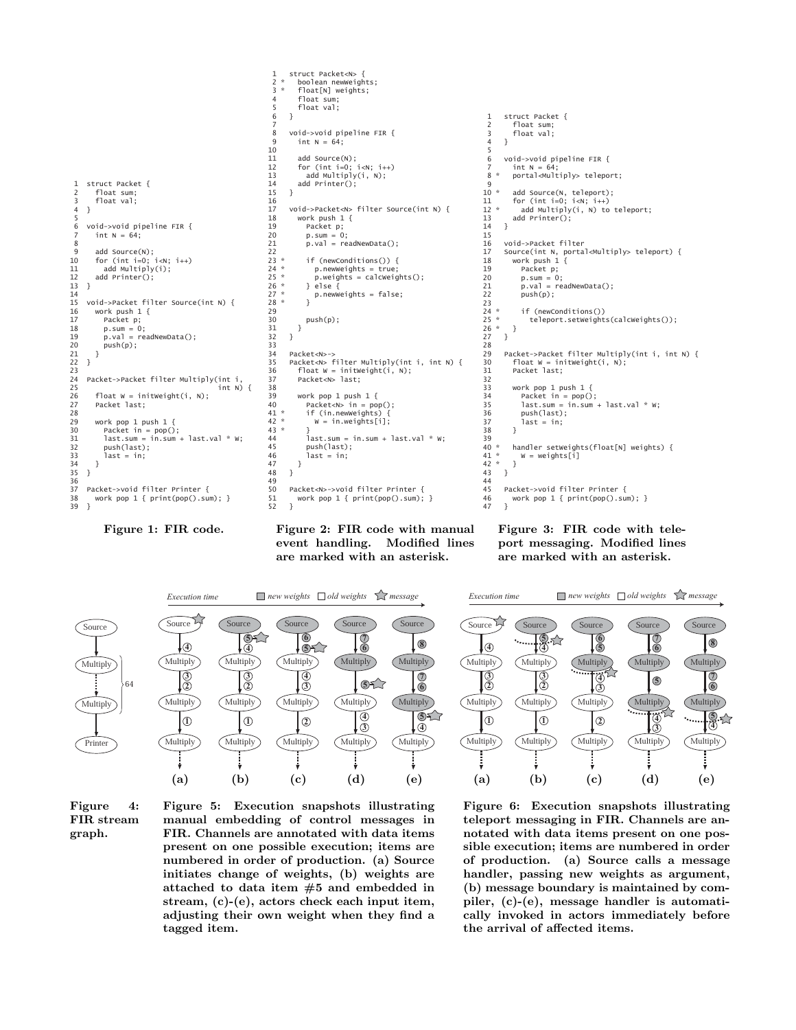```
1  struct Packet {
2    float sum;
3    float val;
4  }
5
6  void->void pipeline FIR {
7    int N = 64;
8
9    add Source(N);
10   for (int i=0; i<N; i++)
11     add Multiply(i);
12   add Printer();
13 }
14
15 void->Packet filter Source(int N) {
16   work push 1 {
17     Packet p;
18     p.sum = 0;
19     p.val = readNewData();
20     push(p);
21   }
22 }
23
24 Packet->Packet filter Multiply(int i,
25                                int N) {
26   float W = initWeight(i, N);
27   Packet last;
28
29   work pop 1 push 1 {
30     Packet in = pop();
31     last.sum = in.sum + last.val * W;
32     push(last);
33     last = in;
34   }
35 }
36
37 Packet->void filter Printer {
38   work pop 1 { print(pop().sum); }
39 }
```

**Figure 1: FIR code.**

```
1    struct Packet<N> {
2 *    boolean newWeights;
3 *    float[N] weights;
4      float sum;
5      float val;
6    }
7
8    void->void pipeline FIR {
9      int N = 64;
10
11     add Source(N);
12     for (int i=0; i<N; i++)
13       add Multiply(i, N);
14     add Printer();
15   }
16
17   void->Packet<N> filter Source(int N) {
18     work push 1 {
19       Packet p;
20       p.sum = 0;
21       p.val = readNewData();
22
23 *     if (newConditions()) {
24 *       p.newWeights = true;
25 *       p.weights = calcWeights();
26 *     } else {
27 *       p.newWeights = false;
28 *     }
29
30       push(p);
31     }
32   }
33
34   Packet<N>->
35   Packet<N> filter Multiply(int i, int N) {
36     float W = initWeight(i, N);
37     Packet<N> last;
38
39     work pop 1 push 1 {
40       Packet<N> in = pop();
41 *     if (in.newWeights) {
42 *       W = in.weights[i];
43 *     }
44       last.sum = in.sum + last.val * W;
45       push(last);
46       last = in;
47     }
48   }
49
50   Packet<N>->void filter Printer {
51     work pop 1 { print(pop().sum); }
52   }
```

**Figure 2: FIR code with manual event handling. Modified lines are marked with an asterisk.**

```
1    struct Packet {
2      float sum;
3      float val;
4    }
5
6    void->void pipeline FIR {
7      int N = 64;
8 *    portal<Multiply> teleport;
9
10 *   add Source(N, teleport);
11     for (int i=0; i<N; i++)
12 *     add Multiply(i, N) to teleport;
13     add Printer();
14   }
15
16   void->Packet filter
17   Source(int N, portal<Multiply> teleport) {
18     work push 1 {
19       Packet p;
20       p.sum = 0;
21       p.val = readNewData();
22       push(p);
23
24 *     if (newConditions())
25 *       teleport.setWeights(calcWeights());
26 *   }
27   }
28
29   Packet->Packet filter Multiply(int i, int N) {
30     float W = initWeight(i, N);
31     Packet last;
32
33     work pop 1 push 1 {
34       Packet in = pop();
35       last.sum = in.sum + last.val * W;
36       push(last);
37       last = in;
38     }
39
40 *   handler setWeights(float[N] weights) {
41 *     W = weights[i]
42 *   }
43   }
44
45   Packet->void filter Printer {
46     work pop 1 { print(pop().sum); }
47   }
```

**Figure 3: FIR code with teleport messaging. Modified lines are marked with an asterisk.**

**Figure 4: FIR stream graph.**

**Figure 5: Execution snapshots illustrating manual embedding of control messages in FIR. Channels are annotated with data items present on one possible execution; items are numbered in order of production. (a) Source initiates change of weights, (b) weights are attached to data item #5 and embedded in stream, (c)-(e), actors check each input item, adjusting their own weight when they find a tagged item.**

**Figure 6: Execution snapshots illustrating teleport messaging in FIR. Channels are annotated with data items present on one possible execution; items are numbered in order of production. (a) Source calls a message handler, passing new weights as argument, (b) message boundary is maintained by compiler, (c)-(e), message handler is automatically invoked in actors immediately before the arrival of affected items.**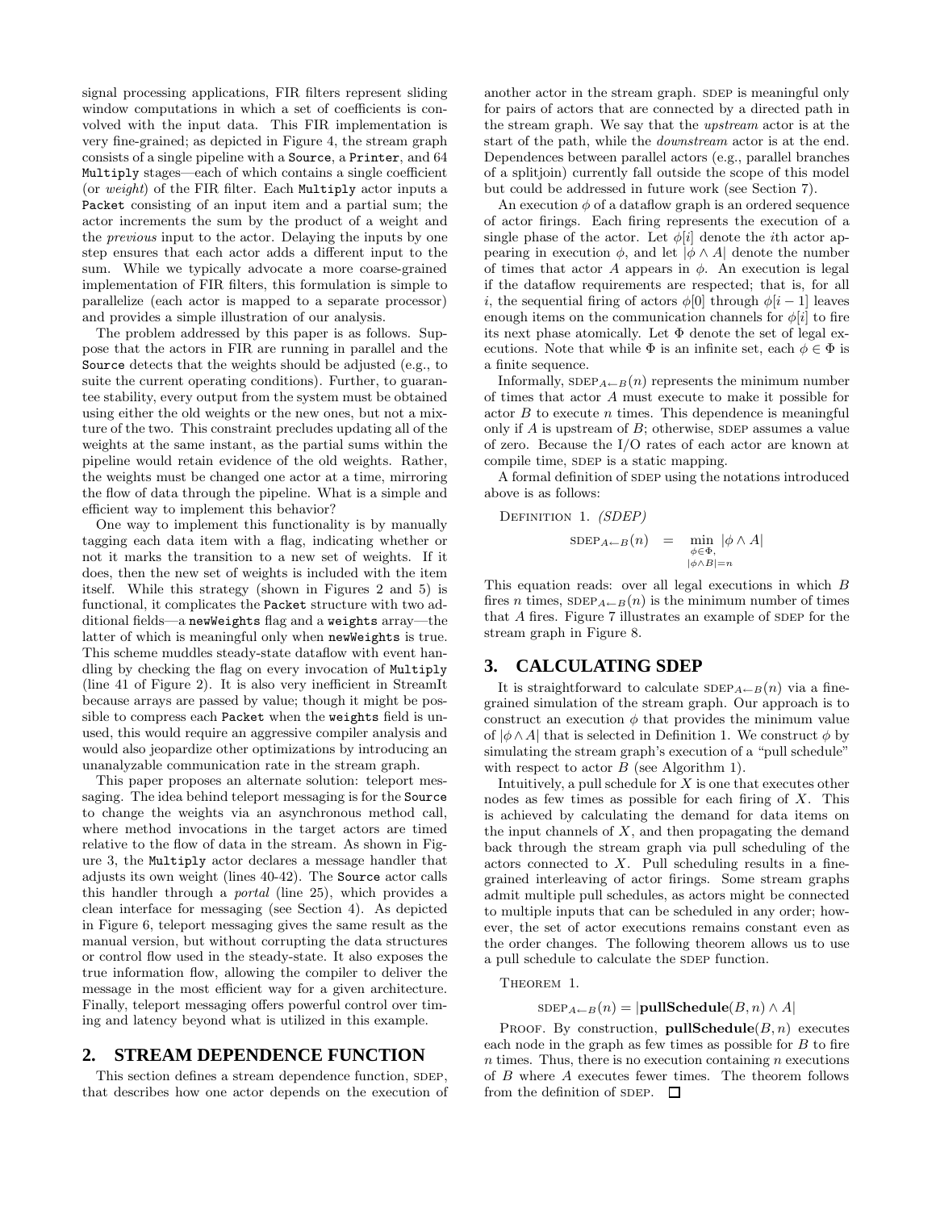signal processing applications, FIR filters represent sliding window computations in which a set of coefficients is convolved with the input data. This FIR implementation is very fine-grained; as depicted in Figure 4, the stream graph consists of a single pipeline with a `Source`, a `Printer`, and 64 `Multiply` stages—each of which contains a single coefficient (or *weight*) of the FIR filter. Each `Multiply` actor inputs a `Packet` consisting of an input item and a partial sum; the actor increments the sum by the product of a weight and the *previous* input to the actor. Delaying the inputs by one step ensures that each actor adds a different input to the sum. While we typically advocate a more coarse-grained implementation of FIR filters, this formulation is simple to parallelize (each actor is mapped to a separate processor) and provides a simple illustration of our analysis.

The problem addressed by this paper is as follows. Suppose that the actors in FIR are running in parallel and the `Source` detects that the weights should be adjusted (e.g., to suite the current operating conditions). Further, to guarantee stability, every output from the system must be obtained using either the old weights or the new ones, but not a mixture of the two. This constraint precludes updating all of the weights at the same instant, as the partial sums within the pipeline would retain evidence of the old weights. Rather, the weights must be changed one actor at a time, mirroring the flow of data through the pipeline. What is a simple and efficient way to implement this behavior?

One way to implement this functionality is by manually tagging each data item with a flag, indicating whether or not it marks the transition to a new set of weights. If it does, then the new set of weights is included with the item itself. While this strategy (shown in Figures 2 and 5) is functional, it complicates the `Packet` structure with two additional fields—a `newWeights` flag and a `weights` array—the latter of which is meaningful only when `newWeights` is true. This scheme muddles steady-state dataflow with event handling by checking the flag on every invocation of `Multiply` (line 41 of Figure 2). It is also very inefficient in StreamIt because arrays are passed by value; though it might be possible to compress each `Packet` when the `weights` field is unused, this would require an aggressive compiler analysis and would also jeopardize other optimizations by introducing an unanalyzable communication rate in the stream graph.

This paper proposes an alternate solution: teleport messaging. The idea behind teleport messaging is for the `Source` to change the weights via an asynchronous method call, where method invocations in the target actors are timed relative to the flow of data in the stream. As shown in Figure 3, the `Multiply` actor declares a message handler that adjusts its own weight (lines 40-42). The `Source` actor calls this handler through a *portal* (line 25), which provides a clean interface for messaging (see Section 4). As depicted in Figure 6, teleport messaging gives the same result as the manual version, but without corrupting the data structures or control flow used in the steady-state. It also exposes the true information flow, allowing the compiler to deliver the message in the most efficient way for a given architecture. Finally, teleport messaging offers powerful control over timing and latency beyond what is utilized in this example.

## 2. STREAM DEPENDENCE FUNCTION

This section defines a stream dependence function, SDEP, that describes how one actor depends on the execution of another actor in the stream graph. SDEP is meaningful only for pairs of actors that are connected by a directed path in the stream graph. We say that the *upstream* actor is at the start of the path, while the *downstream* actor is at the end. Dependences between parallel actors (e.g., parallel branches of a splitjoin) currently fall outside the scope of this model but could be addressed in future work (see Section 7).

An execution $\phi$ of a dataflow graph is an ordered sequence of actor firings. Each firing represents the execution of a single phase of the actor. Let $\phi[i]$ denote the $i$th actor appearing in execution $\phi$, and let $|\phi \wedge A|$ denote the number of times that actor $A$ appears in $\phi$. An execution is legal if the dataflow requirements are respected; that is, for all $i$, the sequential firing of actors $\phi[0]$ through $\phi[i-1]$ leaves enough items on the communication channels for $\phi[i]$ to fire its next phase atomically. Let $\Phi$ denote the set of legal executions. Note that while $\Phi$ is an infinite set, each $\phi \in \Phi$ is a finite sequence.

Informally, $\text{SDEP}_{A \leftarrow B}(n)$ represents the minimum number of times that actor $A$ must execute to make it possible for actor $B$ to execute $n$ times. This dependence is meaningful only if $A$ is upstream of $B$; otherwise, SDEP assumes a value of zero. Because the I/O rates of each actor are known at compile time, SDEP is a static mapping.

A formal definition of SDEP using the notations introduced above is as follows:

DEFINITION 1. *(SDEP)*

$$\text{SDEP}_{A \leftarrow B}(n) \quad = \quad \min_{\substack{\phi \in \Phi, \\ |\phi \wedge B| = n}} |\phi \wedge A|$$

This equation reads: over all legal executions in which $B$ fires $n$ times, $\text{SDEP}_{A \leftarrow B}(n)$ is the minimum number of times that $A$ fires. Figure 7 illustrates an example of SDEP for the stream graph in Figure 8.

## 3. CALCULATING SDEP

It is straightforward to calculate $\text{SDEP}_{A \leftarrow B}(n)$ via a fine-grained simulation of the stream graph. Our approach is to construct an execution $\phi$ that provides the minimum value of $|\phi \wedge A|$ that is selected in Definition 1. We construct $\phi$ by simulating the stream graph's execution of a "pull schedule" with respect to actor $B$ (see Algorithm 1).

Intuitively, a pull schedule for $X$ is one that executes other nodes as few times as possible for each firing of $X$. This is achieved by calculating the demand for data items on the input channels of $X$, and then propagating the demand back through the stream graph via pull scheduling of the actors connected to $X$. Pull scheduling results in a fine-grained interleaving of actor firings. Some stream graphs admit multiple pull schedules, as actors might be connected to multiple inputs that can be scheduled in any order; however, the set of actor executions remains constant even as the order changes. The following theorem allows us to use a pull schedule to calculate the SDEP function.

THEOREM 1.

$$\text{SDEP}_{A \leftarrow B}(n) = |\textbf{pullSchedule}(B, n) \wedge A|$$

PROOF. By construction, $\textbf{pullSchedule}(B, n)$ executes each node in the graph as few times as possible for $B$ to fire $n$ times. Thus, there is no execution containing $n$ executions of $B$ where $A$ executes fewer times. The theorem follows from the definition of SDEP. □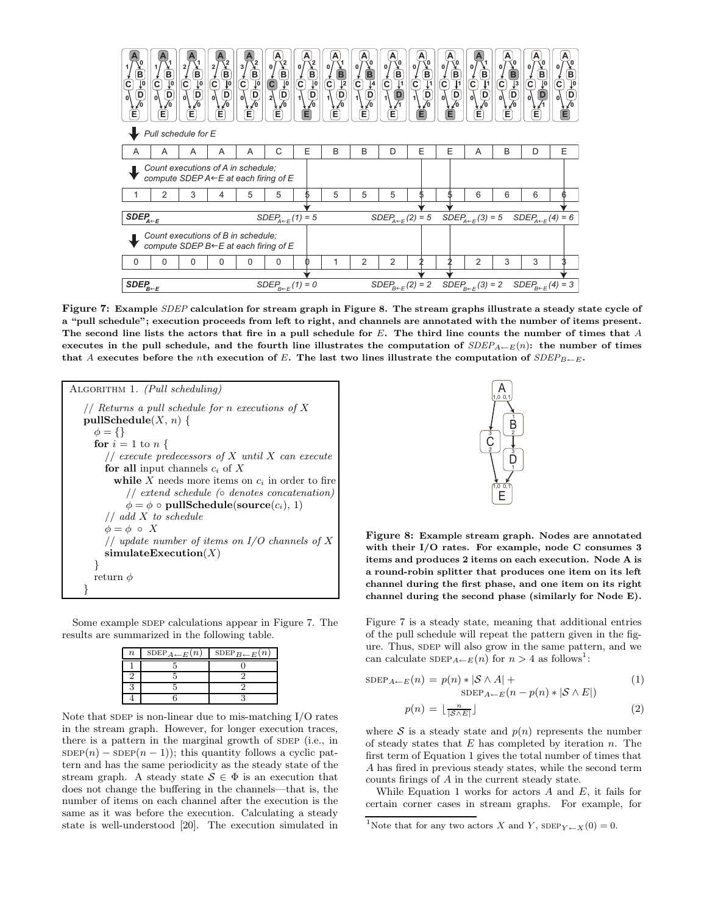| A | A | A | A | A | C | E | B | B | D | E | E | A | B | D | E |
|---|---|---|---|---|---|---|---|---|---|---|---|---|---|---|---|

Count executions of A in schedule; compute SDEP A←E at each firing of E

| 1 | 2 | 3 | 4 | 5 | 5 | 5 | 5 | 5 | 5 | 5 | 5 | 6 | 6 | 6 | 6 |
|---|---|---|---|---|---|---|---|---|---|---|---|---|---|---|---|

$SDEP_{A\leftarrow E}$: $SDEP_{A\leftarrow E}(1) = 5$, $SDEP_{A\leftarrow E}(2) = 5$, $SDEP_{A\leftarrow E}(3) = 5$, $SDEP_{A\leftarrow E}(4) = 6$

Count executions of B in schedule; compute SDEP B←E at each firing of E

| 0 | 0 | 0 | 0 | 0 | 0 | 0 | 1 | 2 | 2 | 2 | 2 | 2 | 3 | 3 | 3 |
|---|---|---|---|---|---|---|---|---|---|---|---|---|---|---|---|

$SDEP_{B\leftarrow E}$: $SDEP_{B\leftarrow E}(1) = 0$, $SDEP_{B\leftarrow E}(2) = 2$, $SDEP_{B\leftarrow E}(3) = 2$, $SDEP_{B\leftarrow E}(4) = 3$

**Figure 7: Example *SDEP* calculation for stream graph in Figure 8. The stream graphs illustrate a steady state cycle of a "pull schedule"; execution proceeds from left to right, and channels are annotated with the number of items present. The second line lists the actors that fire in a pull schedule for *E*. The third line counts the number of times that *A* executes in the pull schedule, and the fourth line illustrates the computation of $SDEP_{A\leftarrow E}(n)$: the number of times that *A* executes before the *n*th execution of *E*. The last two lines illustrate the computation of $SDEP_{B\leftarrow E}$.**

```
ALGORITHM 1. (Pull scheduling)

// Returns a pull schedule for n executions of X
pullSchedule(X, n) {
  φ = {}
  for i = 1 to n {
    // execute predecessors of X until X can execute
    for all input channels c_i of X
      while X needs more items on c_i in order to fire
        // extend schedule (∘ denotes concatenation)
        φ = φ ∘ pullSchedule(source(c_i), 1)
    // add X to schedule
    φ = φ ∘ X
    // update number of items on I/O channels of X
    simulateExecution(X)
  }
  return φ
}
```

Some example SDEP calculations appear in Figure 7. The results are summarized in the following table.

| $n$ | $\text{SDEP}_{A\leftarrow E}(n)$ | $\text{SDEP}_{B\leftarrow E}(n)$ |
|---|---|---|
| 1 | 5 | 0 |
| 2 | 5 | 2 |
| 3 | 5 | 2 |
| 4 | 6 | 3 |

Note that SDEP is non-linear due to mis-matching I/O rates in the stream graph. However, for longer execution traces, there is a pattern in the marginal growth of SDEP (i.e., in $\text{SDEP}(n) - \text{SDEP}(n-1)$); this quantity follows a cyclic pattern and has the same periodicity as the steady state of the stream graph. A steady state $\mathcal{S} \in \Phi$ is an execution that does not change the buffering in the channels—that is, the number of items on each channel after the execution is the same as it was before the execution. Calculating a steady state is well-understood [20]. The execution simulated in Figure 7 is a steady state, meaning that additional entries of the pull schedule will repeat the pattern given in the figure. Thus, SDEP will also grow in the same pattern, and we can calculate $\text{SDEP}_{A\leftarrow E}(n)$ for $n > 4$ as follows[1]:

$$\text{SDEP}_{A\leftarrow E}(n) = p(n) * |\mathcal{S} \wedge A| + \text{SDEP}_{A\leftarrow E}(n - p(n) * |\mathcal{S} \wedge E|) \tag{1}$$

$$p(n) = \left\lfloor \frac{n}{|\mathcal{S} \wedge E|} \right\rfloor \tag{2}$$

where $\mathcal{S}$ is a steady state and $p(n)$ represents the number of steady states that $E$ has completed by iteration $n$. The first term of Equation 1 gives the total number of times that $A$ has fired in previous steady states, while the second term counts firings of $A$ in the current steady state.

While Equation 1 works for actors $A$ and $E$, it fails for certain corner cases in stream graphs. For example, for

**Figure 8: Example stream graph. Nodes are annotated with their I/O rates. For example, node C consumes 3 items and produces 2 items on each execution. Node A is a round-robin splitter that produces one item on its left channel during the first phase, and one item on its right channel during the second phase (similarly for Node E).**

[1] Note that for any two actors $X$ and $Y$, $\text{SDEP}_{Y\leftarrow X}(0) = 0$.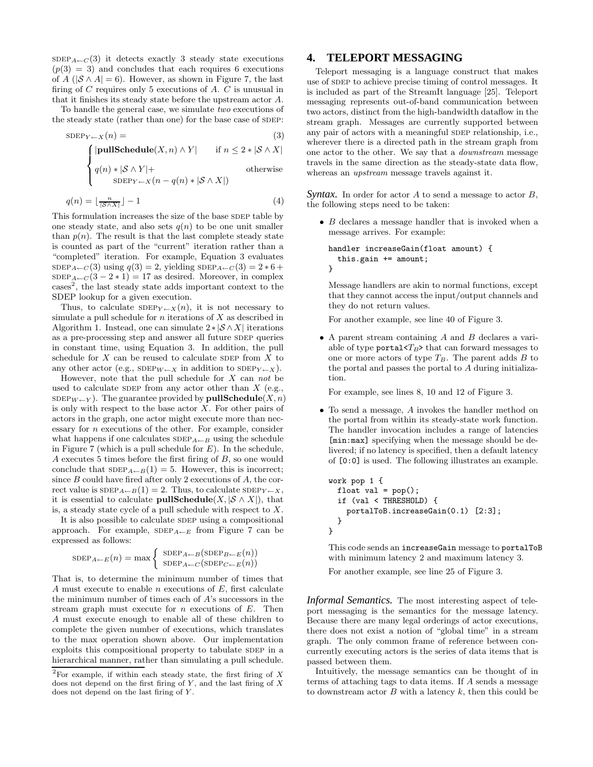$\text{SDEP}_{A \leftarrow C}(3)$ it detects exactly 3 steady state executions ($p(3) = 3$) and concludes that each requires 6 executions of $A$ ($|\mathcal{S} \wedge A| = 6$). However, as shown in Figure 7, the last firing of $C$ requires only 5 executions of $A$. $C$ is unusual in that it finishes its steady state before the upstream actor $A$.

To handle the general case, we simulate *two* executions of the steady state (rather than one) for the base case of SDEP:

$$\text{SDEP}_{Y \leftarrow X}(n) = \tag{3}$$

$$\begin{cases} |\textbf{pullSchedule}(X, n) \wedge Y| & \text{if } n \leq 2 * |\mathcal{S} \wedge X| \\ q(n) * |\mathcal{S} \wedge Y| + \\ \quad \text{SDEP}_{Y \leftarrow X}(n - q(n) * |\mathcal{S} \wedge X|) & \text{otherwise} \end{cases}$$

$$q(n) = \lfloor \frac{n}{|\mathcal{S} \wedge X|} \rfloor - 1 \tag{4}$$

This formulation increases the size of the base SDEP table by one steady state, and also sets $q(n)$ to be one unit smaller than $p(n)$. The result is that the last complete steady state is counted as part of the "current" iteration rather than a "completed" iteration. For example, Equation 3 evaluates $\text{SDEP}_{A \leftarrow C}(3)$ using $q(3) = 2$, yielding $\text{SDEP}_{A \leftarrow C}(3) = 2 * 6 + \text{SDEP}_{A \leftarrow C}(3 - 2 * 1) = 17$ as desired. Moreover, in complex cases[2], the last steady state adds important context to the SDEP lookup for a given execution.

Thus, to calculate $\text{SDEP}_{Y \leftarrow X}(n)$, it is not necessary to simulate a pull schedule for $n$ iterations of $X$ as described in Algorithm 1. Instead, one can simulate $2 * |\mathcal{S} \wedge X|$ iterations as a pre-processing step and answer all future SDEP queries in constant time, using Equation 3. In addition, the pull schedule for $X$ can be reused to calculate SDEP from $X$ to any other actor (e.g., $\text{SDEP}_{W \leftarrow X}$ in addition to $\text{SDEP}_{Y \leftarrow X}$).

However, note that the pull schedule for $X$ can *not* be used to calculate SDEP from any actor other than $X$ (e.g., $\text{SDEP}_{W \leftarrow Y}$). The guarantee provided by $\textbf{pullSchedule}(X, n)$ is only with respect to the base actor $X$. For other pairs of actors in the graph, one actor might execute more than necessary for $n$ executions of the other. For example, consider what happens if one calculates $\text{SDEP}_{A \leftarrow B}$ using the schedule in Figure 7 (which is a pull schedule for $E$). In the schedule, $A$ executes 5 times before the first firing of $B$, so one would conclude that $\text{SDEP}_{A \leftarrow B}(1) = 5$. However, this is incorrect; since $B$ could have fired after only 2 executions of $A$, the correct value is $\text{SDEP}_{A \leftarrow B}(1) = 2$. Thus, to calculate $\text{SDEP}_{Y \leftarrow X}$, it is essential to calculate $\textbf{pullSchedule}(X, |\mathcal{S} \wedge X|)$, that is, a steady state cycle of a pull schedule with respect to $X$.

It is also possible to calculate SDEP using a compositional approach. For example, $\text{SDEP}_{A \leftarrow E}$ from Figure 7 can be expressed as follows:

$$\text{SDEP}_{A \leftarrow E}(n) = \max \begin{cases} \text{SDEP}_{A \leftarrow B}(\text{SDEP}_{B \leftarrow E}(n)) \\ \text{SDEP}_{A \leftarrow C}(\text{SDEP}_{C \leftarrow E}(n)) \end{cases}$$

That is, to determine the minimum number of times that $A$ must execute to enable $n$ executions of $E$, first calculate the minimum number of times each of $A$'s successors in the stream graph must execute for $n$ executions of $E$. Then $A$ must execute enough to enable all of these children to complete the given number of executions, which translates to the max operation shown above. Our implementation exploits this compositional property to tabulate SDEP in a hierarchical manner, rather than simulating a pull schedule.

[2] For example, if within each steady state, the first firing of $X$ does not depend on the first firing of $Y$, and the last firing of $X$ does not depend on the last firing of $Y$.

## 4. TELEPORT MESSAGING

Teleport messaging is a language construct that makes use of SDEP to achieve precise timing of control messages. It is included as part of the StreamIt language [25]. Teleport messaging represents out-of-band communication between two actors, distinct from the high-bandwidth dataflow in the stream graph. Messages are currently supported between any pair of actors with a meaningful SDEP relationship, i.e., wherever there is a directed path in the stream graph from one actor to the other. We say that a *downstream* message travels in the same direction as the steady-state data flow, whereas an *upstream* message travels against it.

***Syntax.*** In order for actor $A$ to send a message to actor $B$, the following steps need to be taken:

- $B$ declares a message handler that is invoked when a message arrives. For example:

  ```
  handler increaseGain(float amount) {
    this.gain += amount;
  }
  ```

  Message handlers are akin to normal functions, except that they cannot access the input/output channels and they do not return values.

  For another example, see line 40 of Figure 3.

- A parent stream containing $A$ and $B$ declares a variable of type `portal<`$T_B$`>` that can forward messages to one or more actors of type $T_B$. The parent adds $B$ to the portal and passes the portal to $A$ during initialization.

  For example, see lines 8, 10 and 12 of Figure 3.

- To send a message, $A$ invokes the handler method on the portal from within its steady-state work function. The handler invocation includes a range of latencies `[min:max]` specifying when the message should be delivered; if no latency is specified, then a default latency of `[0:0]` is used. The following illustrates an example.

  ```
  work pop 1 {
    float val = pop();
    if (val < THRESHOLD) {
      portalToB.increaseGain(0.1) [2:3];
    }
  }
  ```

  This code sends an `increaseGain` message to `portalToB` with minimum latency 2 and maximum latency 3.

  For another example, see line 25 of Figure 3.

***Informal Semantics.*** The most interesting aspect of teleport messaging is the semantics for the message latency. Because there are many legal orderings of actor executions, there does not exist a notion of "global time" in a stream graph. The only common frame of reference between concurrently executing actors is the series of data items that is passed between them.

Intuitively, the message semantics can be thought of in terms of attaching tags to data items. If $A$ sends a message to downstream actor $B$ with a latency $k$, then this could be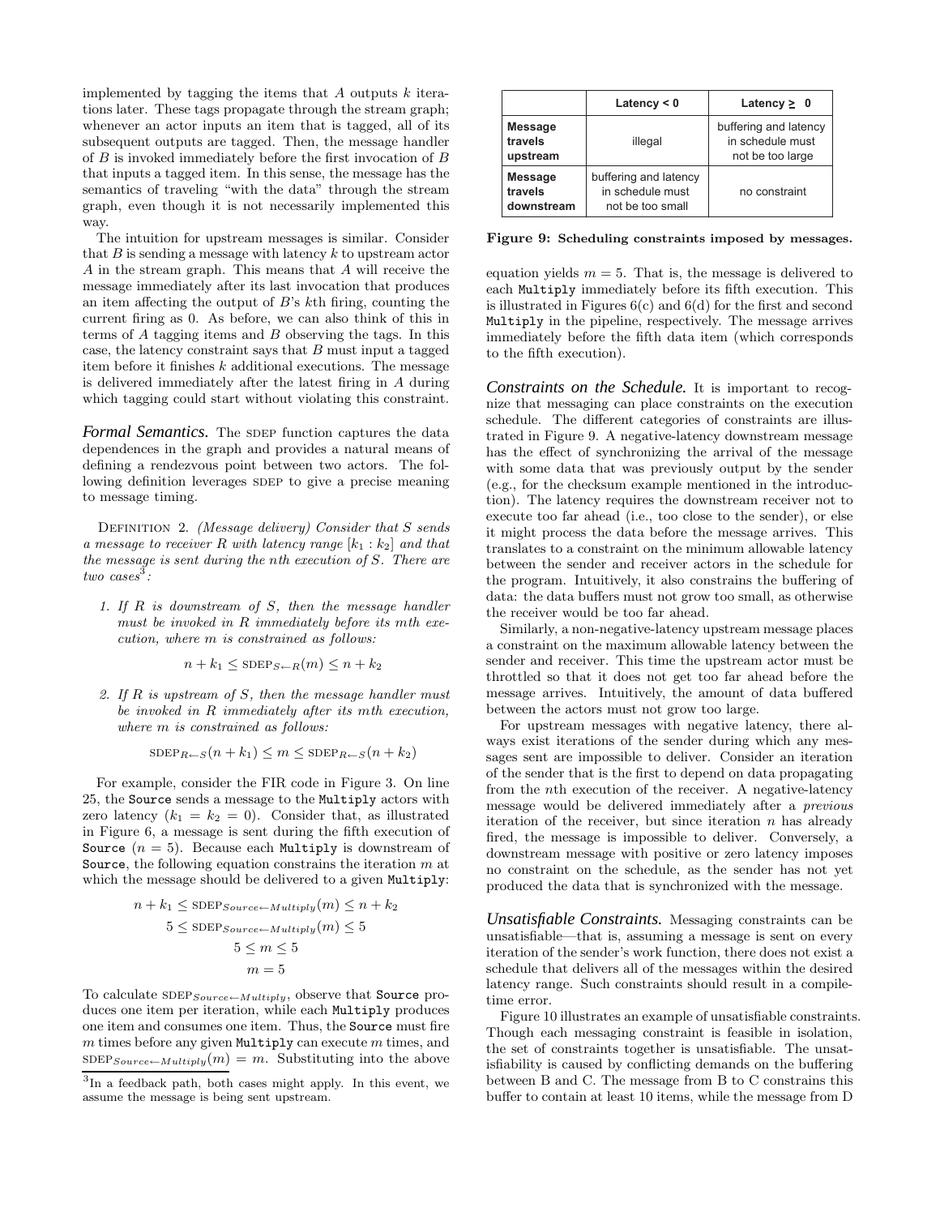implemented by tagging the items that $A$ outputs $k$ iterations later. These tags propagate through the stream graph; whenever an actor inputs an item that is tagged, all of its subsequent outputs are tagged. Then, the message handler of $B$ is invoked immediately before the first invocation of $B$ that inputs a tagged item. In this sense, the message has the semantics of traveling "with the data" through the stream graph, even though it is not necessarily implemented this way.

The intuition for upstream messages is similar. Consider that $B$ is sending a message with latency $k$ to upstream actor $A$ in the stream graph. This means that $A$ will receive the message immediately after its last invocation that produces an item affecting the output of $B$'s $k$th firing, counting the current firing as 0. As before, we can also think of this in terms of $A$ tagging items and $B$ observing the tags. In this case, the latency constraint says that $B$ must input a tagged item before it finishes $k$ additional executions. The message is delivered immediately after the latest firing in $A$ during which tagging could start without violating this constraint.

***Formal Semantics.*** The SDEP function captures the data dependences in the graph and provides a natural means of defining a rendezvous point between two actors. The following definition leverages SDEP to give a precise meaning to message timing.

DEFINITION 2. *(Message delivery) Consider that $S$ sends a message to receiver $R$ with latency range $[k_1 : k_2]$ and that the message is sent during the $n$th execution of $S$. There are two cases*[3]*:*

1. *If $R$ is downstream of $S$, then the message handler must be invoked in $R$ immediately before its $m$th execution, where $m$ is constrained as follows:*

$$n + k_1 \leq \text{SDEP}_{S \leftarrow R}(m) \leq n + k_2$$

2. *If $R$ is upstream of $S$, then the message handler must be invoked in $R$ immediately after its $m$th execution, where $m$ is constrained as follows:*

$$\text{SDEP}_{R \leftarrow S}(n + k_1) \leq m \leq \text{SDEP}_{R \leftarrow S}(n + k_2)$$

For example, consider the FIR code in Figure 3. On line 25, the `Source` sends a message to the `Multiply` actors with zero latency ($k_1 = k_2 = 0$). Consider that, as illustrated in Figure 6, a message is sent during the fifth execution of `Source` ($n = 5$). Because each `Multiply` is downstream of `Source`, the following equation constrains the iteration $m$ at which the message should be delivered to a given `Multiply`:

$$n + k_1 \leq \text{SDEP}_{Source \leftarrow Multiply}(m) \leq n + k_2$$
$$5 \leq \text{SDEP}_{Source \leftarrow Multiply}(m) \leq 5$$
$$5 \leq m \leq 5$$
$$m = 5$$

To calculate $\text{SDEP}_{Source \leftarrow Multiply}$, observe that `Source` produces one item per iteration, while each `Multiply` produces one item and consumes one item. Thus, the `Source` must fire $m$ times before any given `Multiply` can execute $m$ times, and $\text{SDEP}_{Source \leftarrow Multiply}(m) = m$. Substituting into the above equation yields $m = 5$. That is, the message is delivered to each `Multiply` immediately before its fifth execution. This is illustrated in Figures 6(c) and 6(d) for the first and second `Multiply` in the pipeline, respectively. The message arrives immediately before the fifth data item (which corresponds to the fifth execution).

[3] In a feedback path, both cases might apply. In this event, we assume the message is being sent upstream.

| | Latency < 0 | Latency ≥ 0 |
|---|---|---|
| **Message travels upstream** | illegal | buffering and latency in schedule must not be too large |
| **Message travels downstream** | buffering and latency in schedule must not be too small | no constraint |

**Figure 9: Scheduling constraints imposed by messages.**

***Constraints on the Schedule.*** It is important to recognize that messaging can place constraints on the execution schedule. The different categories of constraints are illustrated in Figure 9. A negative-latency downstream message has the effect of synchronizing the arrival of the message with some data that was previously output by the sender (e.g., for the checksum example mentioned in the introduction). The latency requires the downstream receiver not to execute too far ahead (i.e., too close to the sender), or else it might process the data before the message arrives. This translates to a constraint on the minimum allowable latency between the sender and receiver actors in the schedule for the program. Intuitively, it also constrains the buffering of data: the data buffers must not grow too small, as otherwise the receiver would be too far ahead.

Similarly, a non-negative-latency upstream message places a constraint on the maximum allowable latency between the sender and receiver. This time the upstream actor must be throttled so that it does not get too far ahead before the message arrives. Intuitively, the amount of data buffered between the actors must not grow too large.

For upstream messages with negative latency, there always exist iterations of the sender during which any messages sent are impossible to deliver. Consider an iteration of the sender that is the first to depend on data propagating from the $n$th execution of the receiver. A negative-latency message would be delivered immediately after a *previous* iteration of the receiver, but since iteration $n$ has already fired, the message is impossible to deliver. Conversely, a downstream message with positive or zero latency imposes no constraint on the schedule, as the sender has not yet produced the data that is synchronized with the message.

***Unsatisfiable Constraints.*** Messaging constraints can be unsatisfiable—that is, assuming a message is sent on every iteration of the sender's work function, there does not exist a schedule that delivers all of the messages within the desired latency range. Such constraints should result in a compile-time error.

Figure 10 illustrates an example of unsatisfiable constraints. Though each messaging constraint is feasible in isolation, the set of constraints together is unsatisfiable. The unsatisfiability is caused by conflicting demands on the buffering between B and C. The message from B to C constrains this buffer to contain at least 10 items, while the message from D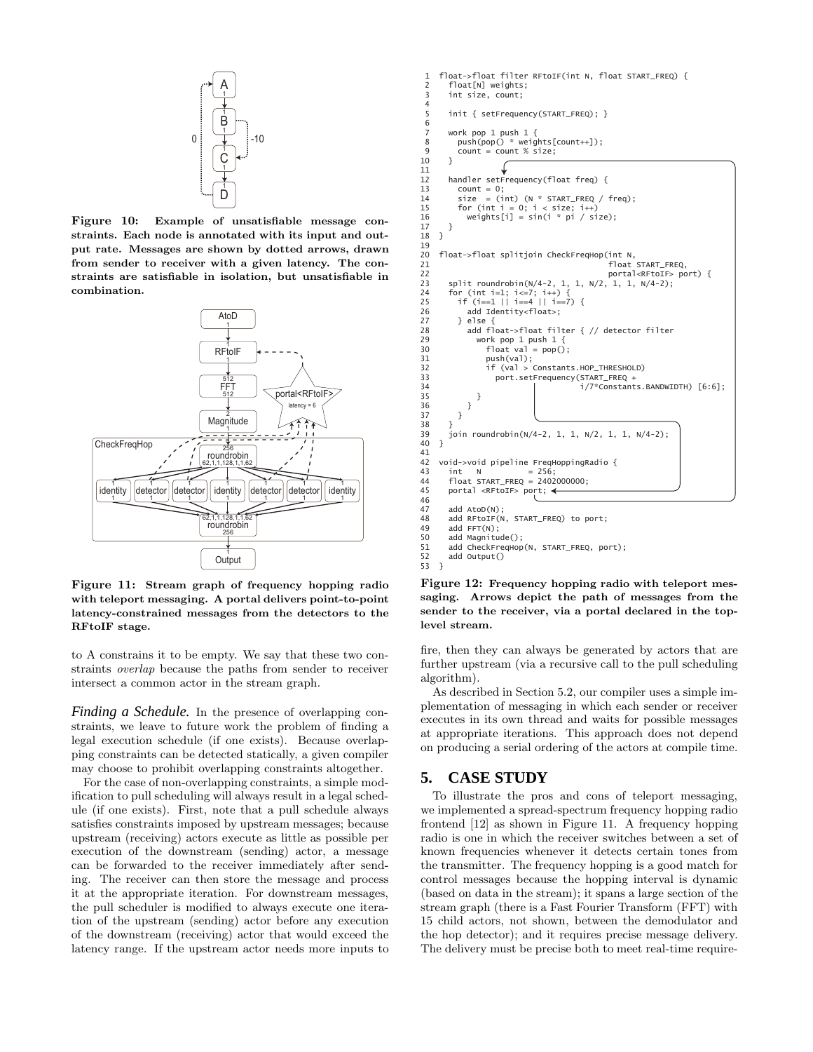Figure 10: Example of unsatisfiable message constraints. Each node is annotated with its input and output rate. Messages are shown by dotted arrows, drawn from sender to receiver with a given latency. The constraints are satisfiable in isolation, but unsatisfiable in combination.

Figure 11: Stream graph of frequency hopping radio with teleport messaging. A portal delivers point-to-point latency-constrained messages from the detectors to the RFtoIF stage.

to A constrains it to be empty. We say that these two constraints *overlap* because the paths from sender to receiver intersect a common actor in the stream graph.

***Finding a Schedule.*** In the presence of overlapping constraints, we leave to future work the problem of finding a legal execution schedule (if one exists). Because overlapping constraints can be detected statically, a given compiler may choose to prohibit overlapping constraints altogether.

For the case of non-overlapping constraints, a simple modification to pull scheduling will always result in a legal schedule (if one exists). First, note that a pull schedule always satisfies constraints imposed by upstream messages; because upstream (receiving) actors execute as little as possible per execution of the downstream (sending) actor, a message can be forwarded to the receiver immediately after sending. The receiver can then store the message and process it at the appropriate iteration. For downstream messages, the pull scheduler is modified to always execute one iteration of the upstream (sending) actor before any execution of the downstream (receiving) actor that would exceed the latency range. If the upstream actor needs more inputs to fire, then they can always be generated by actors that are further upstream (via a recursive call to the pull scheduling algorithm).

```
1  float->float filter RFtoIF(int N, float START_FREQ) {
2    float[N] weights;
3    int size, count;
4
5    init { setFrequency(START_FREQ); }
6
7    work pop 1 push 1 {
8      push(pop() * weights[count++]);
9      count = count % size;
10   }
11
12   handler setFrequency(float freq) {
13     count = 0;
14     size  = (int) (N * START_FREQ / freq);
15     for (int i = 0; i < size; i++)
16       weights[i] = sin(i * pi / size);
17   }
18 }
19
20 float->float splitjoin CheckFreqHop(int N,
21                                     float START_FREQ,
22                                     portal<RFtoIF> port) {
23   split roundrobin(N/4-2, 1, 1, N/2, 1, 1, N/4-2);
24   for (int i=1; i<=7; i++) {
25     if (i==1 || i==4 || i==7) {
26       add Identity<float>;
27     } else {
28       add float->float filter { // detector filter
29         work pop 1 push 1 {
30           float val = pop();
31           push(val);
32           if (val > Constants.HOP_THRESHOLD)
33             port.setFrequency(START_FREQ +
34                       i/7*Constants.BANDWIDTH) [6:6];
35         }
36       }
37     }
38   }
39   join roundrobin(N/4-2, 1, 1, N/2, 1, 1, N/4-2);
40 }
41
42 void->void pipeline FreqHoppingRadio {
43   int   N          = 256;
44   float START_FREQ = 2402000000;
45   portal <RFtoIF> port;
46
47   add AtoD(N);
48   add RFtoIF(N, START_FREQ) to port;
49   add FFT(N);
50   add Magnitude();
51   add CheckFreqHop(N, START_FREQ, port);
52   add Output()
53 }
```

Figure 12: Frequency hopping radio with teleport messaging. Arrows depict the path of messages from the sender to the receiver, via a portal declared in the top-level stream.

As described in Section 5.2, our compiler uses a simple implementation of messaging in which each sender or receiver executes in its own thread and waits for possible messages at appropriate iterations. This approach does not depend on producing a serial ordering of the actors at compile time.

# 5. CASE STUDY

To illustrate the pros and cons of teleport messaging, we implemented a spread-spectrum frequency hopping radio frontend [12] as shown in Figure 11. A frequency hopping radio is one in which the receiver switches between a set of known frequencies whenever it detects certain tones from the transmitter. The frequency hopping is a good match for control messages because the hopping interval is dynamic (based on data in the stream); it spans a large section of the stream graph (there is a Fast Fourier Transform (FFT) with 15 child actors, not shown, between the demodulator and the hop detector); and it requires precise message delivery. The delivery must be precise both to meet real-time require-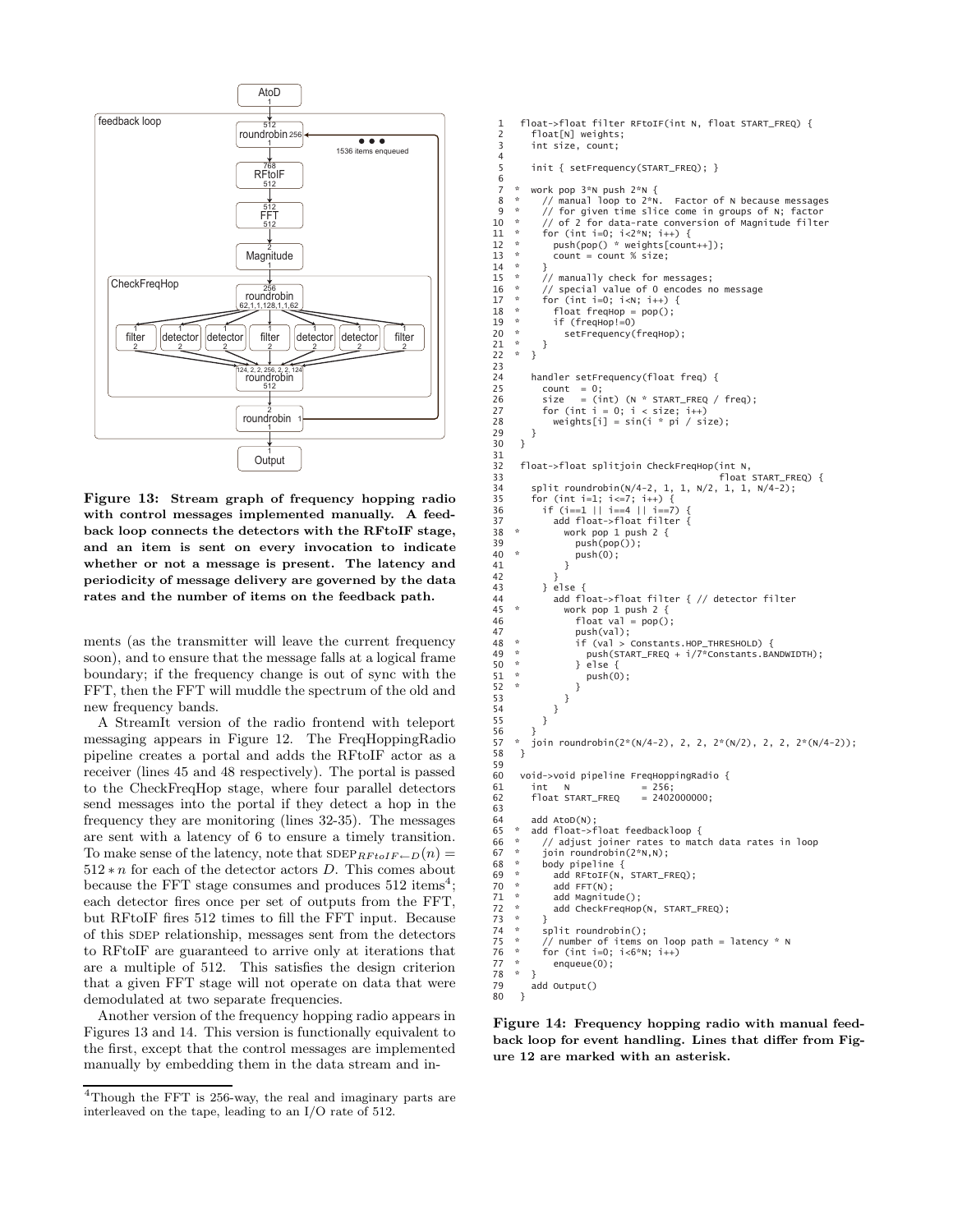**Figure 13: Stream graph of frequency hopping radio with control messages implemented manually. A feedback loop connects the detectors with the RFtoIF stage, and an item is sent on every invocation to indicate whether or not a message is present. The latency and periodicity of message delivery are governed by the data rates and the number of items on the feedback path.**

ments (as the transmitter will leave the current frequency soon), and to ensure that the message falls at a logical frame boundary; if the frequency change is out of sync with the FFT, then the FFT will muddle the spectrum of the old and new frequency bands.

A StreamIt version of the radio frontend with teleport messaging appears in Figure 12. The FreqHoppingRadio pipeline creates a portal and adds the RFtoIF actor as a receiver (lines 45 and 48 respectively). The portal is passed to the CheckFreqHop stage, where four parallel detectors send messages into the portal if they detect a hop in the frequency they are monitoring (lines 32-35). The messages are sent with a latency of 6 to ensure a timely transition. To make sense of the latency, note that $\text{SDEP}_{RFtoIF \leftarrow D}(n) = 512 * n$ for each of the detector actors $D$. This comes about because the FFT stage consumes and produces 512 items[4]; each detector fires once per set of outputs from the FFT, but RFtoIF fires 512 times to fill the FFT input. Because of this SDEP relationship, messages sent from the detectors to RFtoIF are guaranteed to arrive only at iterations that are a multiple of 512. This satisfies the design criterion that a given FFT stage will not operate on data that were demodulated at two separate frequencies.

Another version of the frequency hopping radio appears in Figures 13 and 14. This version is functionally equivalent to the first, except that the control messages are implemented manually by embedding them in the data stream and in-

[4]Though the FFT is 256-way, the real and imaginary parts are interleaved on the tape, leading to an I/O rate of 512.

```
1    float->float filter RFtoIF(int N, float START_FREQ) {
2      float[N] weights;
3      int size, count;
4
5      init { setFrequency(START_FREQ); }
6
7  *   work pop 3*N push 2*N {
8  *     // manual loop to 2*N.  Factor of N because messages
9  *     // for given time slice come in groups of N; factor
10 *     // of 2 for data-rate conversion of Magnitude filter
11 *     for (int i=0; i<2*N; i++) {
12 *       push(pop() * weights[count++]);
13 *       count = count % size;
14 *     }
15 *     // manually check for messages;
16 *     // special value of 0 encodes no message
17 *     for (int i=0; i<N; i++) {
18 *       float freqHop = pop();
19 *       if (freqHop!=0)
20 *         setFrequency(freqHop);
21 *     }
22 *   }
23
24     handler setFrequency(float freq) {
25       count  = 0;
26       size   = (int) (N * START_FREQ / freq);
27       for (int i = 0; i < size; i++)
28         weights[i] = sin(i * pi / size);
29     }
30   }
31
32   float->float splitjoin CheckFreqHop(int N,
33                                       float START_FREQ) {
34     split roundrobin(N/4-2, 1, 1, N/2, 1, 1, N/4-2);
35     for (int i=1; i<=7; i++) {
36       if (i==1 || i==4 || i==7) {
37         add float->float filter {
38 *         work pop 1 push 2 {
39             push(pop());
40 *           push(0);
41           }
42         }
43       } else {
44         add float->float filter { // detector filter
45 *         work pop 1 push 2 {
46             float val = pop();
47             push(val);
48 *           if (val > Constants.HOP_THRESHOLD) {
49 *             push(START_FREQ + i/7*Constants.BANDWIDTH);
50 *           } else {
51 *             push(0);
52 *           }
53           }
54         }
55       }
56     }
57 *   join roundrobin(2*(N/4-2), 2, 2, 2*(N/2), 2, 2, 2*(N/4-2));
58   }
59
60   void->void pipeline FreqHoppingRadio {
61     int   N            = 256;
62     float START_FREQ   = 2402000000;
63
64     add AtoD(N);
65 *   add float->float feedbackloop {
66 *     // adjust joiner rates to match data rates in loop
67 *     join roundrobin(2*N,N);
68 *     body pipeline {
69 *       add RFtoIF(N, START_FREQ);
70 *       add FFT(N);
71 *       add Magnitude();
72 *       add CheckFreqHop(N, START_FREQ);
73 *     }
74 *     split roundrobin();
75 *     // number of items on loop path = latency * N
76 *     for (int i=0; i<6*N; i++)
77 *       enqueue(0);
78 *   }
79     add Output()
80   }
```

**Figure 14: Frequency hopping radio with manual feedback loop for event handling. Lines that differ from Figure 12 are marked with an asterisk.**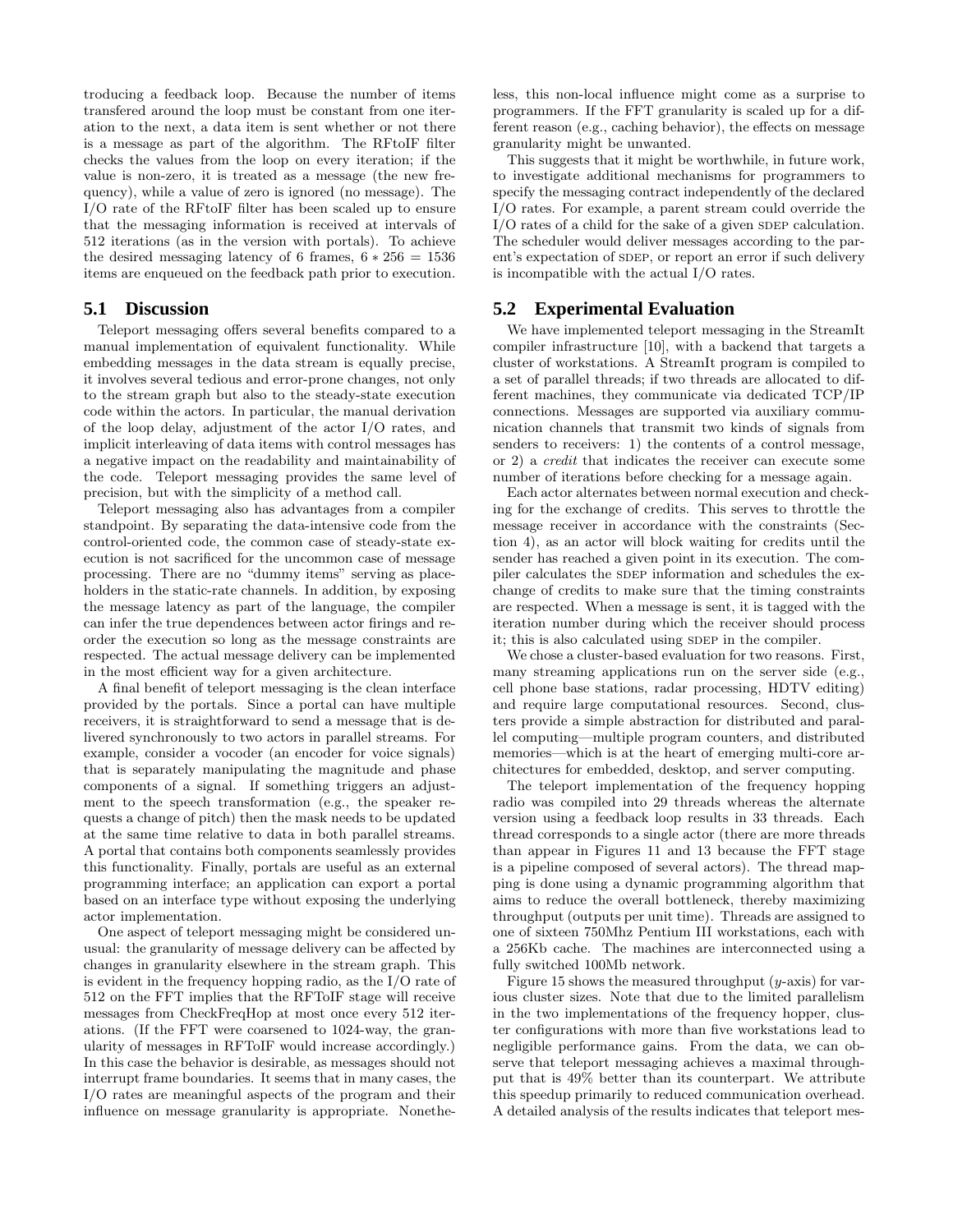troducing a feedback loop. Because the number of items transfered around the loop must be constant from one iteration to the next, a data item is sent whether or not there is a message as part of the algorithm. The RFtoIF filter checks the values from the loop on every iteration; if the value is non-zero, it is treated as a message (the new frequency), while a value of zero is ignored (no message). The I/O rate of the RFtoIF filter has been scaled up to ensure that the messaging information is received at intervals of 512 iterations (as in the version with portals). To achieve the desired messaging latency of 6 frames, $6 * 256 = 1536$ items are enqueued on the feedback path prior to execution.

## 5.1 Discussion

Teleport messaging offers several benefits compared to a manual implementation of equivalent functionality. While embedding messages in the data stream is equally precise, it involves several tedious and error-prone changes, not only to the stream graph but also to the steady-state execution code within the actors. In particular, the manual derivation of the loop delay, adjustment of the actor I/O rates, and implicit interleaving of data items with control messages has a negative impact on the readability and maintainability of the code. Teleport messaging provides the same level of precision, but with the simplicity of a method call.

Teleport messaging also has advantages from a compiler standpoint. By separating the data-intensive code from the control-oriented code, the common case of steady-state execution is not sacrificed for the uncommon case of message processing. There are no "dummy items" serving as placeholders in the static-rate channels. In addition, by exposing the message latency as part of the language, the compiler can infer the true dependences between actor firings and reorder the execution so long as the message constraints are respected. The actual message delivery can be implemented in the most efficient way for a given architecture.

A final benefit of teleport messaging is the clean interface provided by the portals. Since a portal can have multiple receivers, it is straightforward to send a message that is delivered synchronously to two actors in parallel streams. For example, consider a vocoder (an encoder for voice signals) that is separately manipulating the magnitude and phase components of a signal. If something triggers an adjustment to the speech transformation (e.g., the speaker requests a change of pitch) then the mask needs to be updated at the same time relative to data in both parallel streams. A portal that contains both components seamlessly provides this functionality. Finally, portals are useful as an external programming interface; an application can export a portal based on an interface type without exposing the underlying actor implementation.

One aspect of teleport messaging might be considered unusual: the granularity of message delivery can be affected by changes in granularity elsewhere in the stream graph. This is evident in the frequency hopping radio, as the I/O rate of 512 on the FFT implies that the RFToIF stage will receive messages from CheckFreqHop at most once every 512 iterations. (If the FFT were coarsened to 1024-way, the granularity of messages in RFToIF would increase accordingly.) In this case the behavior is desirable, as messages should not interrupt frame boundaries. It seems that in many cases, the I/O rates are meaningful aspects of the program and their influence on message granularity is appropriate. Nonetheless, this non-local influence might come as a surprise to programmers. If the FFT granularity is scaled up for a different reason (e.g., caching behavior), the effects on message granularity might be unwanted.

This suggests that it might be worthwhile, in future work, to investigate additional mechanisms for programmers to specify the messaging contract independently of the declared I/O rates. For example, a parent stream could override the I/O rates of a child for the sake of a given SDEP calculation. The scheduler would deliver messages according to the parent's expectation of SDEP, or report an error if such delivery is incompatible with the actual I/O rates.

## 5.2 Experimental Evaluation

We have implemented teleport messaging in the StreamIt compiler infrastructure [10], with a backend that targets a cluster of workstations. A StreamIt program is compiled to a set of parallel threads; if two threads are allocated to different machines, they communicate via dedicated TCP/IP connections. Messages are supported via auxiliary communication channels that transmit two kinds of signals from senders to receivers: 1) the contents of a control message, or 2) a *credit* that indicates the receiver can execute some number of iterations before checking for a message again.

Each actor alternates between normal execution and checking for the exchange of credits. This serves to throttle the message receiver in accordance with the constraints (Section 4), as an actor will block waiting for credits until the sender has reached a given point in its execution. The compiler calculates the SDEP information and schedules the exchange of credits to make sure that the timing constraints are respected. When a message is sent, it is tagged with the iteration number during which the receiver should process it; this is also calculated using SDEP in the compiler.

We chose a cluster-based evaluation for two reasons. First, many streaming applications run on the server side (e.g., cell phone base stations, radar processing, HDTV editing) and require large computational resources. Second, clusters provide a simple abstraction for distributed and parallel computing—multiple program counters, and distributed memories—which is at the heart of emerging multi-core architectures for embedded, desktop, and server computing.

The teleport implementation of the frequency hopping radio was compiled into 29 threads whereas the alternate version using a feedback loop results in 33 threads. Each thread corresponds to a single actor (there are more threads than appear in Figures 11 and 13 because the FFT stage is a pipeline composed of several actors). The thread mapping is done using a dynamic programming algorithm that aims to reduce the overall bottleneck, thereby maximizing throughput (outputs per unit time). Threads are assigned to one of sixteen 750Mhz Pentium III workstations, each with a 256Kb cache. The machines are interconnected using a fully switched 100Mb network.

Figure 15 shows the measured throughput ($y$-axis) for various cluster sizes. Note that due to the limited parallelism in the two implementations of the frequency hopper, cluster configurations with more than five workstations lead to negligible performance gains. From the data, we can observe that teleport messaging achieves a maximal throughput that is 49% better than its counterpart. We attribute this speedup primarily to reduced communication overhead. A detailed analysis of the results indicates that teleport mes-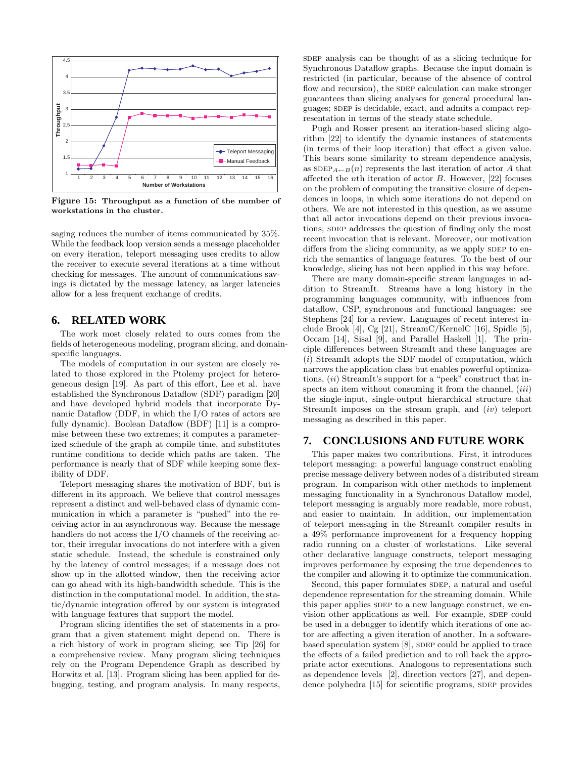4.5
4
3.5
3
2.5
2
1.5
1

Throughput

1 2 3 4 5 6 7 8 9 10 11 12 13 14 15 16

Number of Workstations

Teleport Messaging
Manual Feedback

**Figure 15: Throughput as a function of the number of workstations in the cluster.**

saging reduces the number of items communicated by 35%. While the feedback loop version sends a message placeholder on every iteration, teleport messaging uses credits to allow the receiver to execute several iterations at a time without checking for messages. The amount of communications savings is dictated by the message latency, as larger latencies allow for a less frequent exchange of credits.

## 6. RELATED WORK

The work most closely related to ours comes from the fields of heterogeneous modeling, program slicing, and domain-specific languages.

The models of computation in our system are closely related to those explored in the Ptolemy project for heterogeneous design [19]. As part of this effort, Lee et al. have established the Synchronous Dataflow (SDF) paradigm [20] and have developed hybrid models that incorporate Dynamic Dataflow (DDF, in which the I/O rates of actors are fully dynamic). Boolean Dataflow (BDF) [11] is a compromise between these two extremes; it computes a parameterized schedule of the graph at compile time, and substitutes runtime conditions to decide which paths are taken. The performance is nearly that of SDF while keeping some flexibility of DDF.

Teleport messaging shares the motivation of BDF, but is different in its approach. We believe that control messages represent a distinct and well-behaved class of dynamic communication in which a parameter is "pushed" into the receiving actor in an asynchronous way. Because the message handlers do not access the I/O channels of the receiving actor, their irregular invocations do not interfere with a given static schedule. Instead, the schedule is constrained only by the latency of control messages; if a message does not show up in the allotted window, then the receiving actor can go ahead with its high-bandwidth schedule. This is the distinction in the computational model. In addition, the static/dynamic integration offered by our system is integrated with language features that support the model.

Program slicing identifies the set of statements in a program that a given statement might depend on. There is a rich history of work in program slicing; see Tip [26] for a comprehensive review. Many program slicing techniques rely on the Program Dependence Graph as described by Horwitz et al. [13]. Program slicing has been applied for debugging, testing, and program analysis. In many respects, SDEP analysis can be thought of as a slicing technique for Synchronous Dataflow graphs. Because the input domain is restricted (in particular, because of the absence of control flow and recursion), the SDEP calculation can make stronger guarantees than slicing analyses for general procedural languages; SDEP is decidable, exact, and admits a compact representation in terms of the steady state schedule.

Pugh and Rosser present an iteration-based slicing algorithm [22] to identify the dynamic instances of statements (in terms of their loop iteration) that effect a given value. This bears some similarity to stream dependence analysis, as $\text{SDEP}_{A \leftarrow B}(n)$ represents the last iteration of actor $A$ that affected the $n$th iteration of actor $B$. However, [22] focuses on the problem of computing the transitive closure of dependences in loops, in which some iterations do not depend on others. We are not interested in this question, as we assume that all actor invocations depend on their previous invocations; SDEP addresses the question of finding only the most recent invocation that is relevant. Moreover, our motivation differs from the slicing community, as we apply SDEP to enrich the semantics of language features. To the best of our knowledge, slicing has not been applied in this way before.

There are many domain-specific stream languages in addition to StreamIt. Streams have a long history in the programming languages community, with influences from dataflow, CSP, synchronous and functional languages; see Stephens [24] for a review. Languages of recent interest include Brook [4], Cg [21], StreamC/KernelC [16], Spidle [5], Occam [14], Sisal [9], and Parallel Haskell [1]. The principle differences between StreamIt and these languages are (*i*) StreamIt adopts the SDF model of computation, which narrows the application class but enables powerful optimizations, (*ii*) StreamIt's support for a "peek" construct that inspects an item without consuming it from the channel, (*iii*) the single-input, single-output hierarchical structure that StreamIt imposes on the stream graph, and (*iv*) teleport messaging as described in this paper.

## 7. CONCLUSIONS AND FUTURE WORK

This paper makes two contributions. First, it introduces teleport messaging: a powerful language construct enabling precise message delivery between nodes of a distributed stream program. In comparison with other methods to implement messaging functionality in a Synchronous Dataflow model, teleport messaging is arguably more readable, more robust, and easier to maintain. In addition, our implementation of teleport messaging in the StreamIt compiler results in a 49% performance improvement for a frequency hopping radio running on a cluster of workstations. Like several other declarative language constructs, teleport messaging improves performance by exposing the true dependences to the compiler and allowing it to optimize the communication.

Second, this paper formulates SDEP, a natural and useful dependence representation for the streaming domain. While this paper applies SDEP to a new language construct, we envision other applications as well. For example, SDEP could be used in a debugger to identify which iterations of one actor are affecting a given iteration of another. In a software-based speculation system [8], SDEP could be applied to trace the effects of a failed prediction and to roll back the appropriate actor executions. Analogous to representations such as dependence levels [2], direction vectors [27], and dependence polyhedra [15] for scientific programs, SDEP provides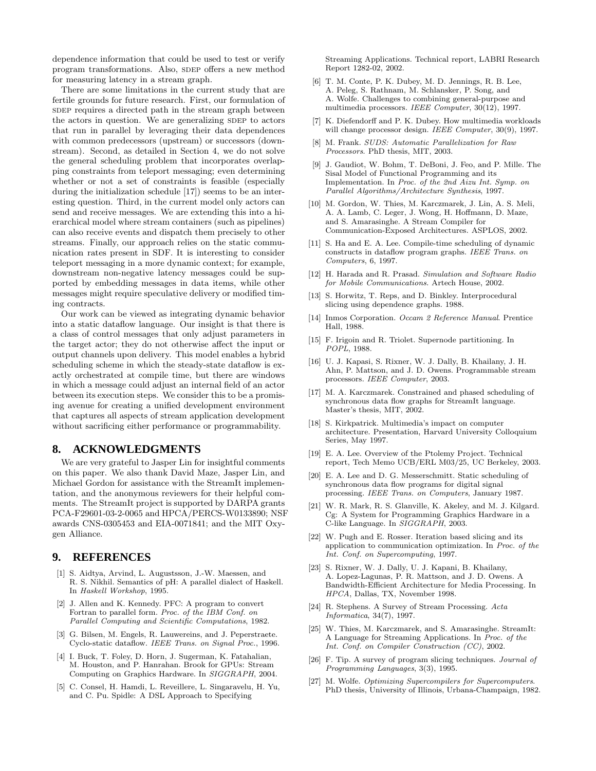dependence information that could be used to test or verify program transformations. Also, SDEP offers a new method for measuring latency in a stream graph.

There are some limitations in the current study that are fertile grounds for future research. First, our formulation of SDEP requires a directed path in the stream graph between the actors in question. We are generalizing SDEP to actors that run in parallel by leveraging their data dependences with common predecessors (upstream) or successors (downstream). Second, as detailed in Section 4, we do not solve the general scheduling problem that incorporates overlapping constraints from teleport messaging; even determining whether or not a set of constraints is feasible (especially during the initialization schedule [17]) seems to be an interesting question. Third, in the current model only actors can send and receive messages. We are extending this into a hierarchical model where stream containers (such as pipelines) can also receive events and dispatch them precisely to other streams. Finally, our approach relies on the static communication rates present in SDF. It is interesting to consider teleport messaging in a more dynamic context; for example, downstream non-negative latency messages could be supported by embedding messages in data items, while other messages might require speculative delivery or modified timing contracts.

Our work can be viewed as integrating dynamic behavior into a static dataflow language. Our insight is that there is a class of control messages that only adjust parameters in the target actor; they do not otherwise affect the input or output channels upon delivery. This model enables a hybrid scheduling scheme in which the steady-state dataflow is exactly orchestrated at compile time, but there are windows in which a message could adjust an internal field of an actor between its execution steps. We consider this to be a promising avenue for creating a unified development environment that captures all aspects of stream application development without sacrificing either performance or programmability.

## 8. ACKNOWLEDGMENTS

We are very grateful to Jasper Lin for insightful comments on this paper. We also thank David Maze, Jasper Lin, and Michael Gordon for assistance with the StreamIt implementation, and the anonymous reviewers for their helpful comments. The StreamIt project is supported by DARPA grants PCA-F29601-03-2-0065 and HPCA/PERCS-W0133890; NSF awards CNS-0305453 and EIA-0071841; and the MIT Oxygen Alliance.

## 9. REFERENCES

[1] S. Aidtya, Arvind, L. Augustsson, J.-W. Maessen, and R. S. Nikhil. Semantics of pH: A parallel dialect of Haskell. In *Haskell Workshop*, 1995.

[2] J. Allen and K. Kennedy. PFC: A program to convert Fortran to parallel form. *Proc. of the IBM Conf. on Parallel Computing and Scientific Computations*, 1982.

[3] G. Bilsen, M. Engels, R. Lauwereins, and J. Peperstraete. Cyclo-static dataflow. *IEEE Trans. on Signal Proc.*, 1996.

[4] I. Buck, T. Foley, D. Horn, J. Sugerman, K. Fatahalian, M. Houston, and P. Hanrahan. Brook for GPUs: Stream Computing on Graphics Hardware. In *SIGGRAPH*, 2004.

[5] C. Consel, H. Hamdi, L. Reveillere, L. Singaravelu, H. Yu, and C. Pu. Spidle: A DSL Approach to Specifying Streaming Applications. Technical report, LABRI Research Report 1282-02, 2002.

[6] T. M. Conte, P. K. Dubey, M. D. Jennings, R. B. Lee, A. Peleg, S. Rathnam, M. Schlansker, P. Song, and A. Wolfe. Challenges to combining general-purpose and multimedia processors. *IEEE Computer*, 30(12), 1997.

[7] K. Diefendorff and P. K. Dubey. How multimedia workloads will change processor design. *IEEE Computer*, 30(9), 1997.

[8] M. Frank. *SUDS: Automatic Parallelization for Raw Processors*. PhD thesis, MIT, 2003.

[9] J. Gaudiot, W. Bohm, T. DeBoni, J. Feo, and P. Mille. The Sisal Model of Functional Programming and its Implementation. In *Proc. of the 2nd Aizu Int. Symp. on Parallel Algorithms/Architecture Synthesis*, 1997.

[10] M. Gordon, W. Thies, M. Karczmarek, J. Lin, A. S. Meli, A. A. Lamb, C. Leger, J. Wong, H. Hoffmann, D. Maze, and S. Amarasinghe. A Stream Compiler for Communication-Exposed Architectures. ASPLOS, 2002.

[11] S. Ha and E. A. Lee. Compile-time scheduling of dynamic constructs in dataflow program graphs. *IEEE Trans. on Computers*, 6, 1997.

[12] H. Harada and R. Prasad. *Simulation and Software Radio for Mobile Communications*. Artech House, 2002.

[13] S. Horwitz, T. Reps, and D. Binkley. Interprocedural slicing using dependence graphs. 1988.

[14] Inmos Corporation. *Occam 2 Reference Manual*. Prentice Hall, 1988.

[15] F. Irigoin and R. Triolet. Supernode partitioning. In *POPL*, 1988.

[16] U. J. Kapasi, S. Rixner, W. J. Dally, B. Khailany, J. H. Ahn, P. Mattson, and J. D. Owens. Programmable stream processors. *IEEE Computer*, 2003.

[17] M. A. Karczmarek. Constrained and phased scheduling of synchronous data flow graphs for StreamIt language. Master's thesis, MIT, 2002.

[18] S. Kirkpatrick. Multimedia's impact on computer architecture. Presentation, Harvard University Colloquium Series, May 1997.

[19] E. A. Lee. Overview of the Ptolemy Project. Technical report, Tech Memo UCB/ERL M03/25, UC Berkeley, 2003.

[20] E. A. Lee and D. G. Messerschmitt. Static scheduling of synchronous data flow programs for digital signal processing. *IEEE Trans. on Computers*, January 1987.

[21] W. R. Mark, R. S. Glanville, K. Akeley, and M. J. Kilgard. Cg: A System for Programming Graphics Hardware in a C-like Language. In *SIGGRAPH*, 2003.

[22] W. Pugh and E. Rosser. Iteration based slicing and its application to communication optimization. In *Proc. of the Int. Conf. on Supercomputing*, 1997.

[23] S. Rixner, W. J. Dally, U. J. Kapani, B. Khailany, A. Lopez-Lagunas, P. R. Mattson, and J. D. Owens. A Bandwidth-Efficient Architecture for Media Processing. In *HPCA*, Dallas, TX, November 1998.

[24] R. Stephens. A Survey of Stream Processing. *Acta Informatica*, 34(7), 1997.

[25] W. Thies, M. Karczmarek, and S. Amarasinghe. StreamIt: A Language for Streaming Applications. In *Proc. of the Int. Conf. on Compiler Construction (CC)*, 2002.

[26] F. Tip. A survey of program slicing techniques. *Journal of Programming Languages*, 3(3), 1995.

[27] M. Wolfe. *Optimizing Supercompilers for Supercomputers*. PhD thesis, University of Illinois, Urbana-Champaign, 1982.